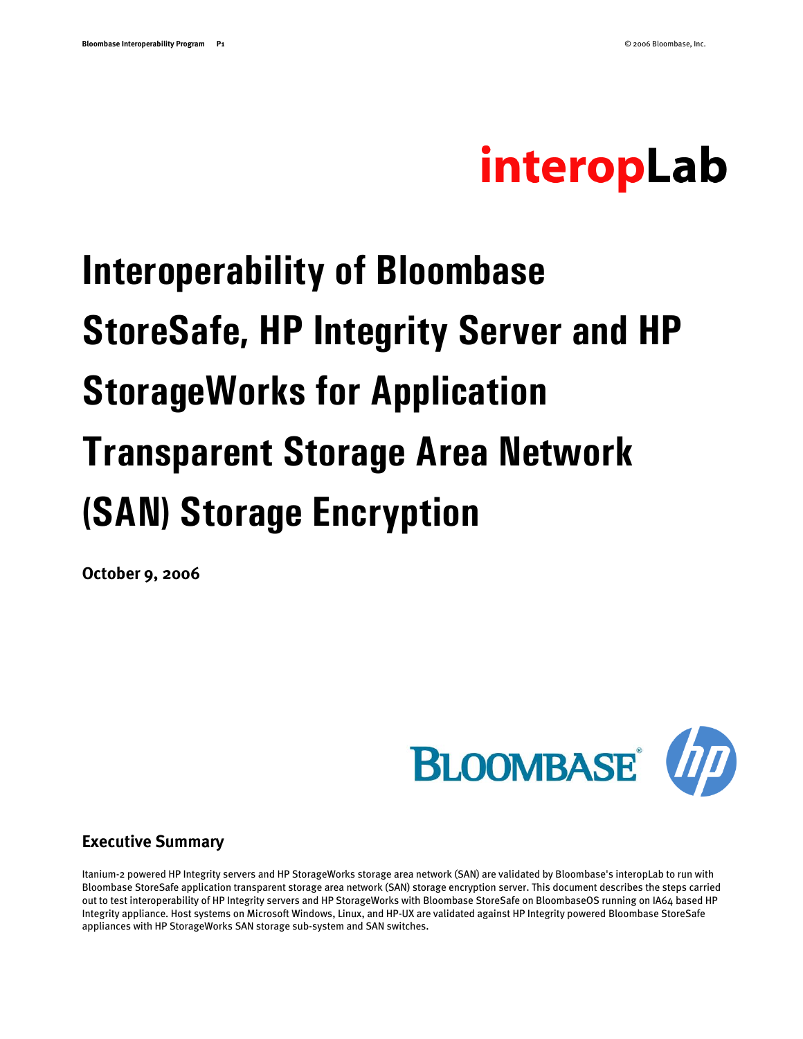interopLab

# Interoperability of Bloombase StoreSafe, HP Integrity Server and HP StorageWorks for Application Transparent Storage Area Network (SAN) Storage Encryption

**October 9, 2006**

## Executive Summary

Itanium-2 powered HP Integrity servers and HP StorageWorks storage area network (SAN) are validated by Bloombase's interopLab to run with Bloombase StoreSafe application transparent storage area network (SAN) storage encryption server. This document describes the steps carried out to test interoperability of HP Integrity servers and HP StorageWorks with Bloombase StoreSafe on BloombaseOS running on IA64 based HP Integrity appliance. Host systems on Microsoft Windows, Linux, and HP-UX are validated against HP Integrity powered Bloombase StoreSafe appliances with HP StorageWorks SAN storage sub-system and SAN switches.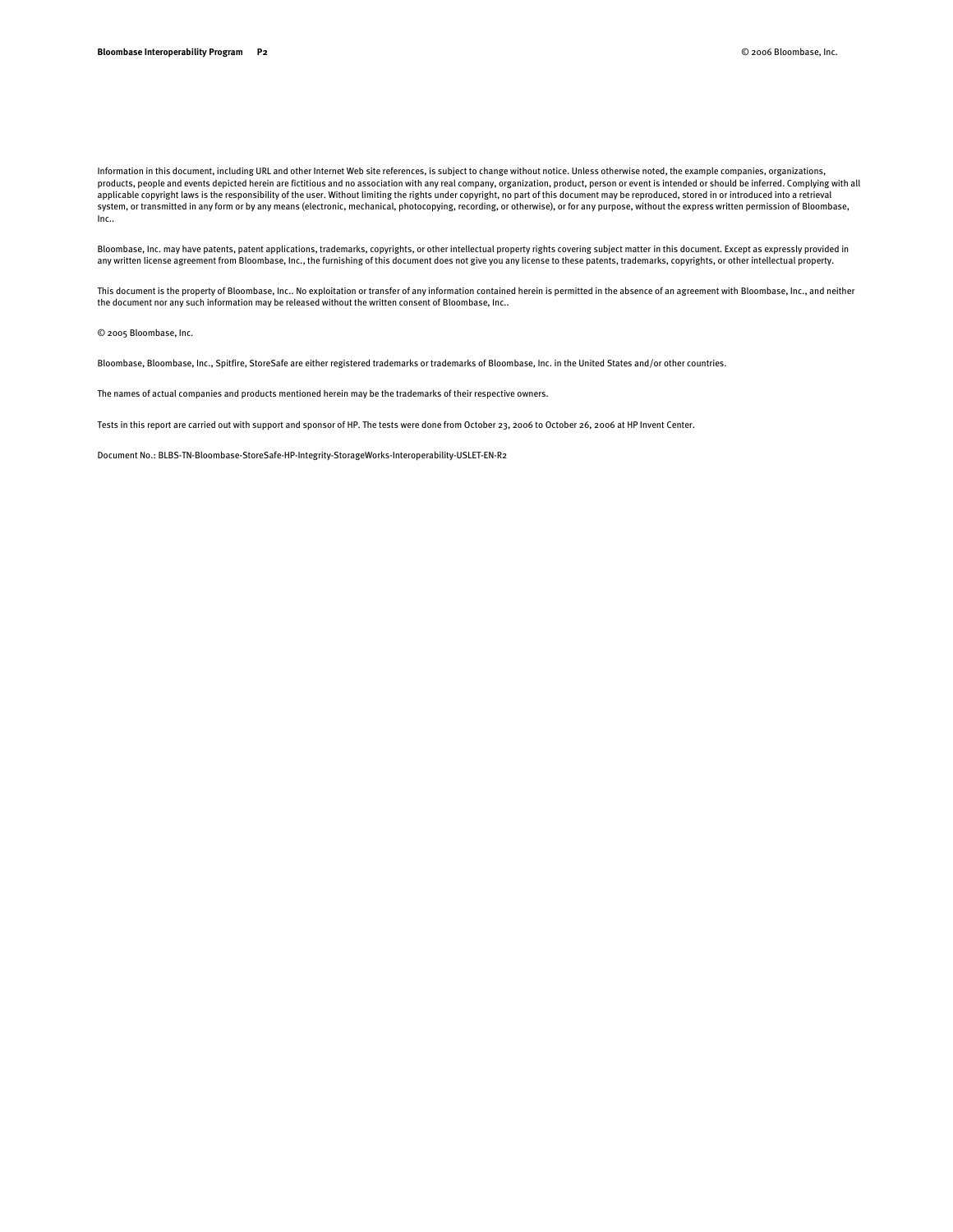Information in this document, including URL and other Internet Web site references, is subject to change without notice. Unless otherwise noted, the example companies, organizations, products, people and events depicted herein are fictitious and no association with any real company, organization, product, person or event is intended or should be inferred. Complying with all applicable copyright laws is the responsibility of the user. Without limiting the rights under copyright, no part of this document may be reproduced, stored in or introduced into a retrieval system, or transmitted in any form or by any means (electronic, mechanical, photocopying, recording, or otherwise), or for any purpose, without the express written permission of Bloombase, Inc..

Bloombase, Inc. may have patents, patent applications, trademarks, copyrights, or other intellectual property rights covering subject matter in this document. Except as expressly provided in any written license agreement from Bloombase, Inc., the furnishing of this document does not give you any license to these patents, trademarks, copyrights, or other intellectual property.

This document is the property of Bloombase, Inc.. No exploitation or transfer of any information contained herein is permitted in the absence of an agreement with Bloombase, Inc., and neither the document nor any such information may be released without the written consent of Bloombase, Inc..

© 2005 Bloombase, Inc.

Bloombase, Bloombase, Inc., Spitfire, StoreSafe are either registered trademarks or trademarks of Bloombase, Inc. in the United States and/or other countries.

The names of actual companies and products mentioned herein may be the trademarks of their respective owners.

Tests in this report are carried out with support and sponsor of HP. The tests were done from October 23, 2006 to October 26, 2006 at HP Invent Center.

Document No.: BLBS-TN-Bloombase-StoreSafe-HP-Integrity-StorageWorks-Interoperability-USLET-EN-R2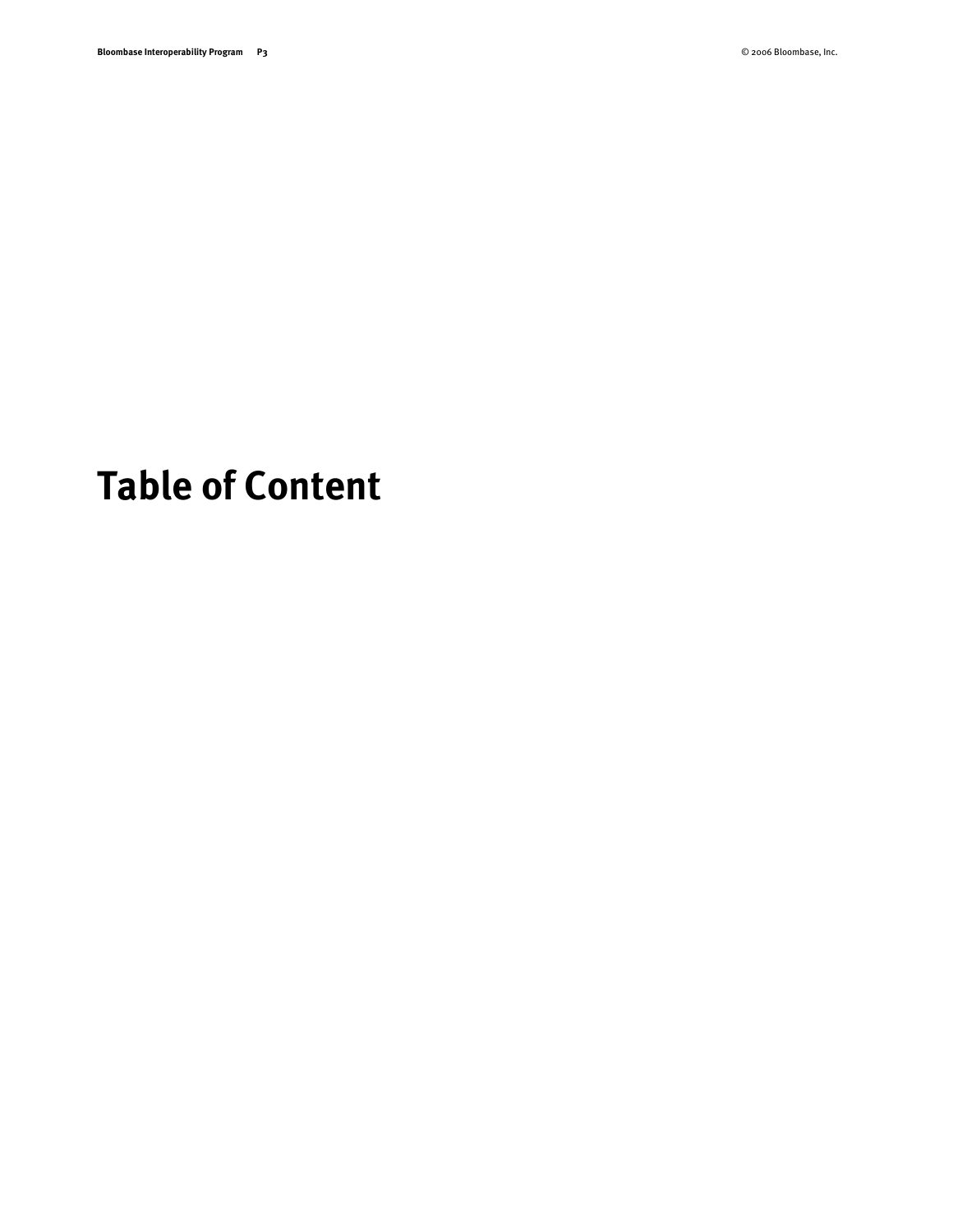# Table of Content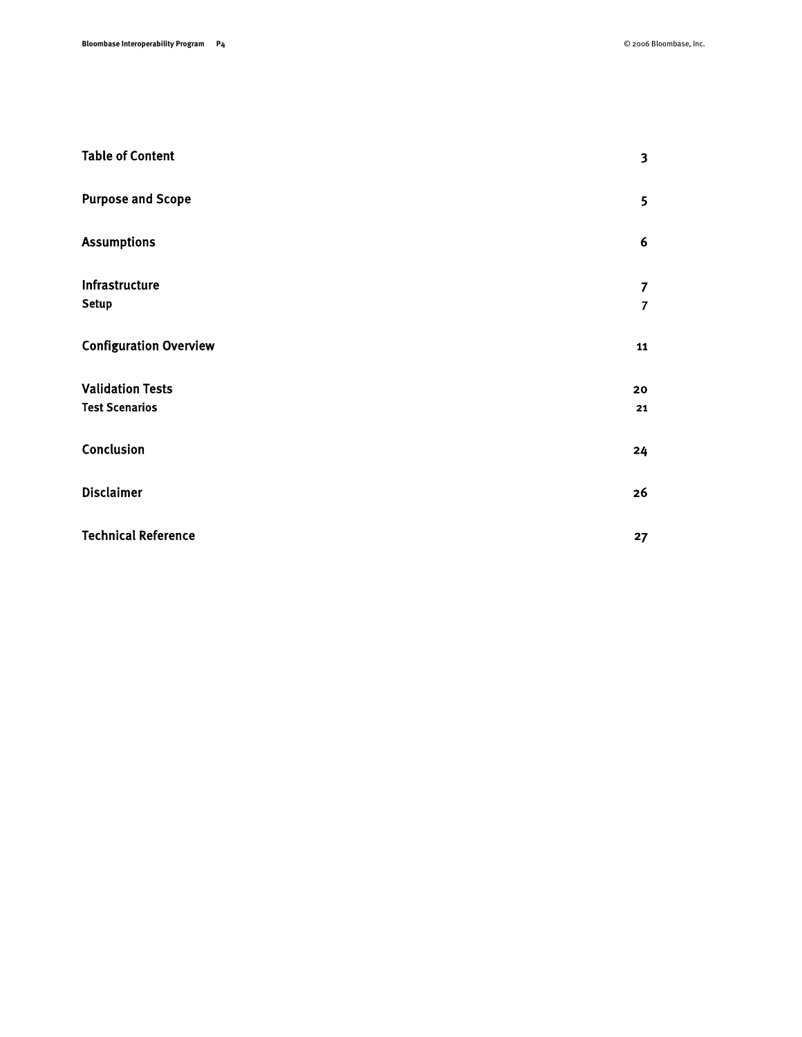| | |
|---|---|
| **Table of Content** | **3** |
| **Purpose and Scope** | **5** |
| **Assumptions** | **6** |
| **Infrastructure** | **7** |
| **Setup** | **7** |
| **Configuration Overview** | **11** |
| **Validation Tests** | **20** |
| **Test Scenarios** | **21** |
| **Conclusion** | **24** |
| **Disclaimer** | **26** |
| **Technical Reference** | **27** |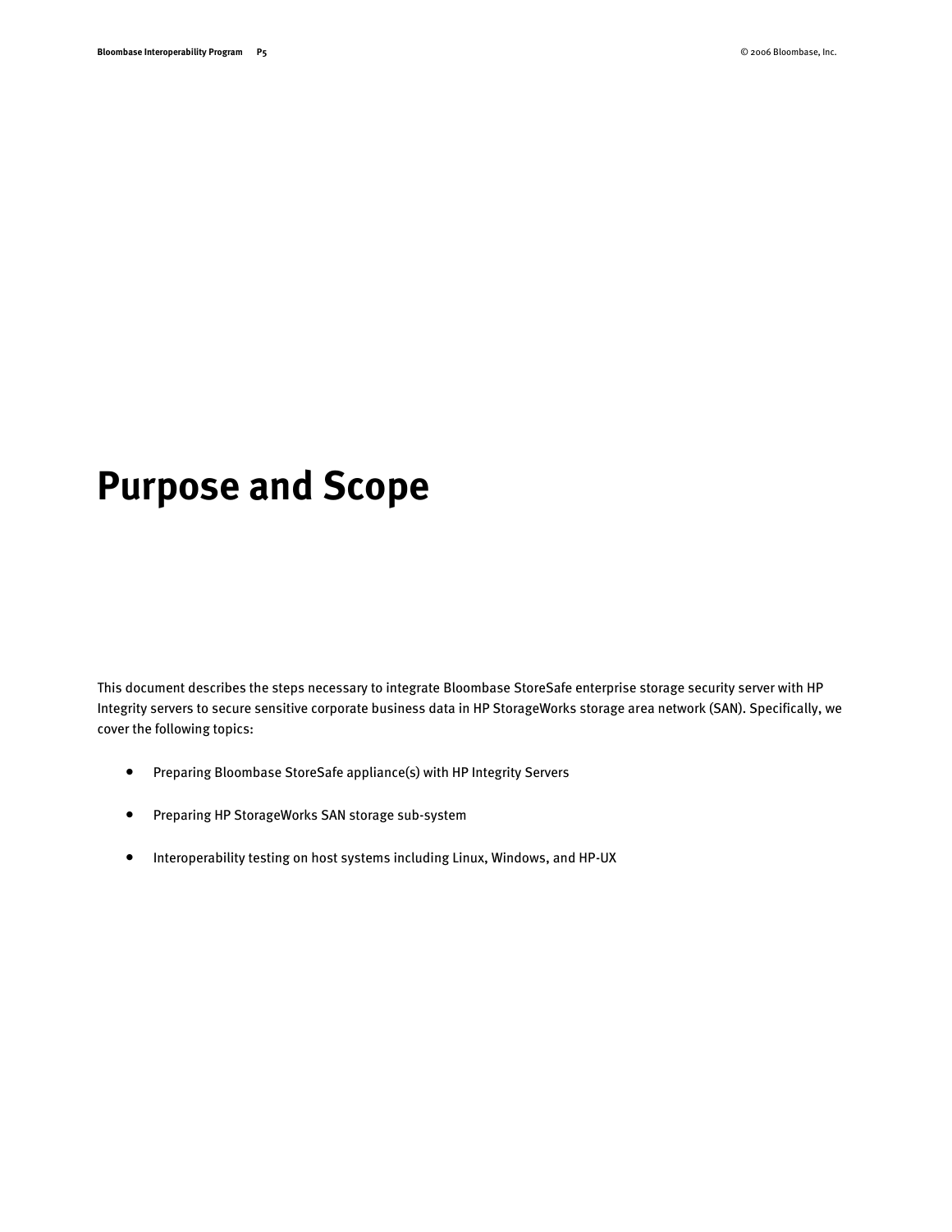# Purpose and Scope

This document describes the steps necessary to integrate Bloombase StoreSafe enterprise storage security server with HP Integrity servers to secure sensitive corporate business data in HP StorageWorks storage area network (SAN). Specifically, we cover the following topics:

- Preparing Bloombase StoreSafe appliance(s) with HP Integrity Servers
- Preparing HP StorageWorks SAN storage sub-system
- Interoperability testing on host systems including Linux, Windows, and HP-UX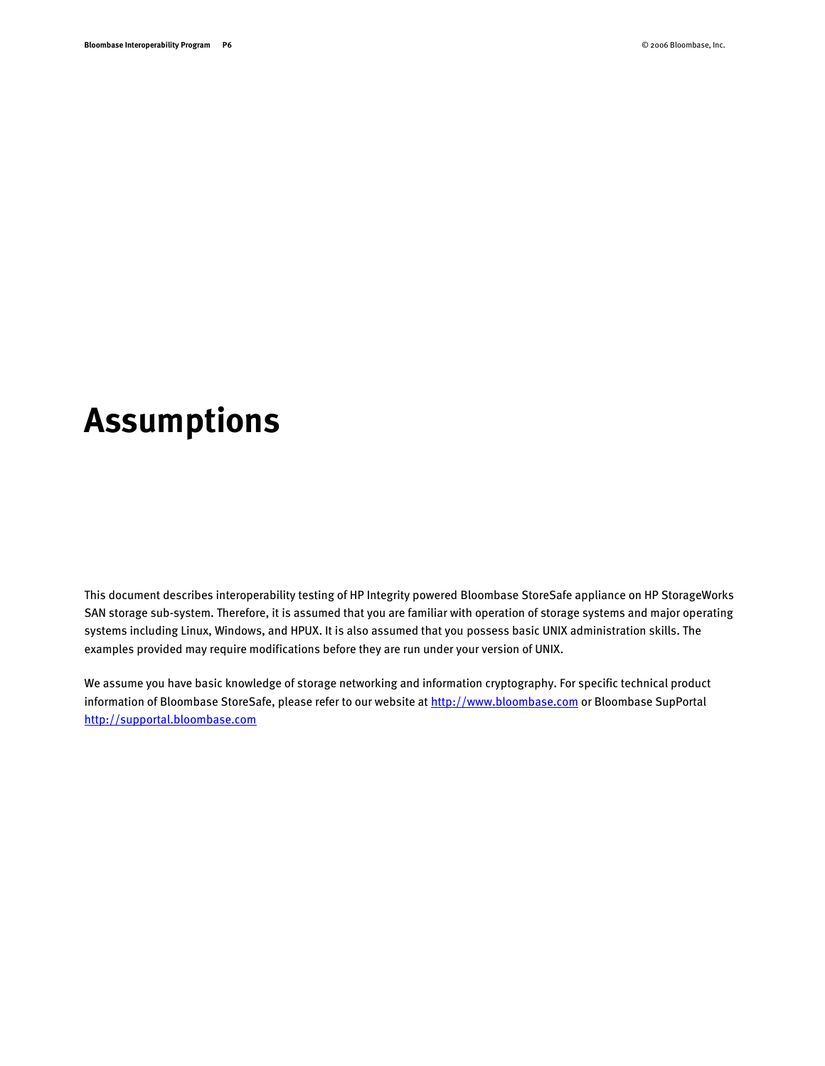# Assumptions

This document describes interoperability testing of HP Integrity powered Bloombase StoreSafe appliance on HP StorageWorks SAN storage sub-system. Therefore, it is assumed that you are familiar with operation of storage systems and major operating systems including Linux, Windows, and HPUX. It is also assumed that you possess basic UNIX administration skills. The examples provided may require modifications before they are run under your version of UNIX.

We assume you have basic knowledge of storage networking and information cryptography. For specific technical product information of Bloombase StoreSafe, please refer to our website at [http://www.bloombase.com](http://www.bloombase.com) or Bloombase SupPortal [http://supportal.bloombase.com](http://supportal.bloombase.com)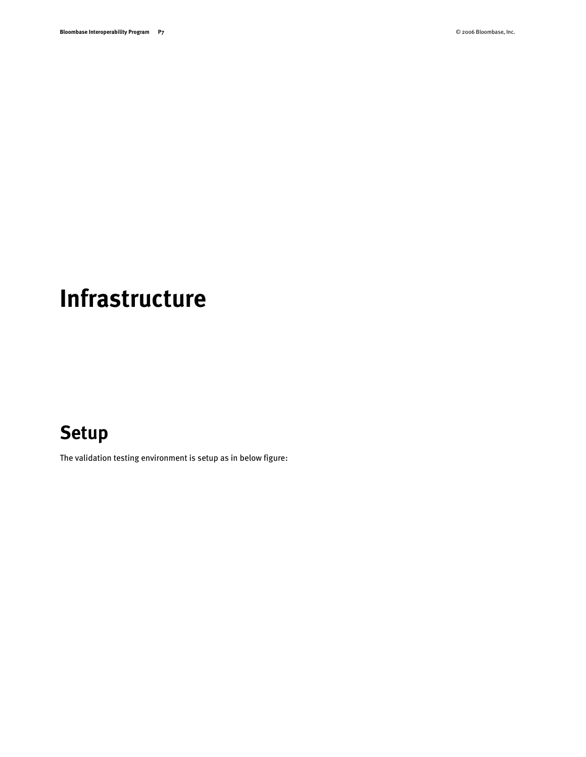# Infrastructure

## Setup

The validation testing environment is setup as in below figure: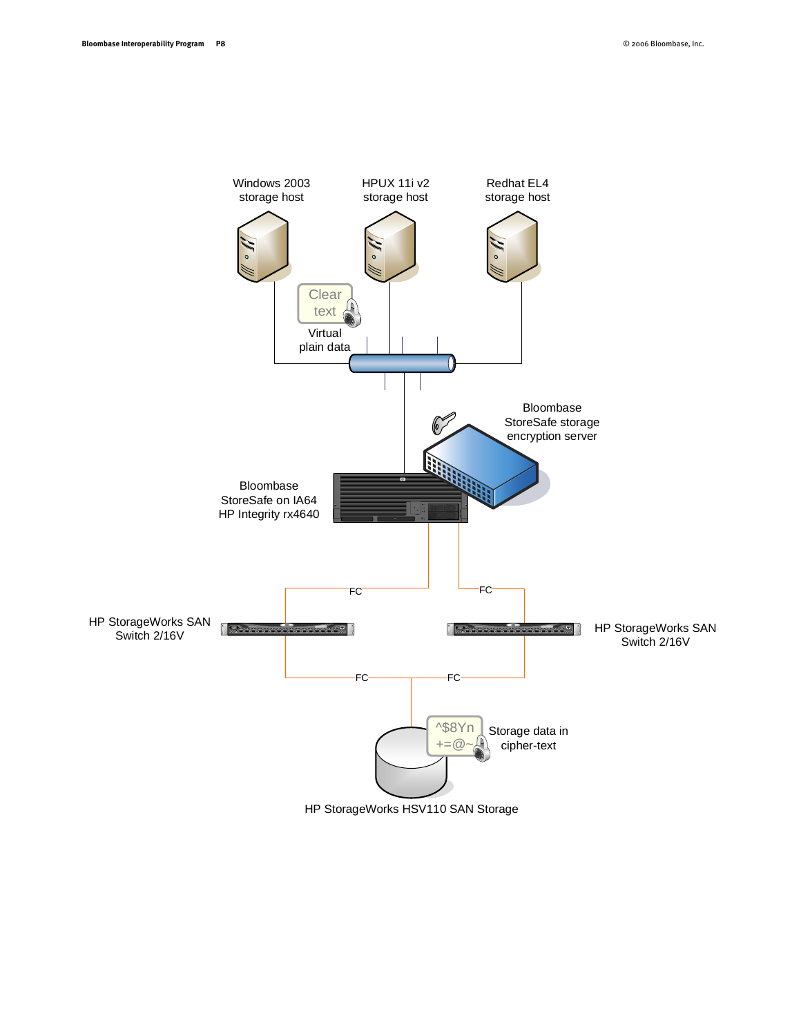Windows 2003 storage host

HPUX 11i v2 storage host

Redhat EL4 storage host

Clear text

Virtual plain data

Bloombase StoreSafe storage encryption server

Bloombase StoreSafe on IA64 HP Integrity rx4640

FC

FC

HP StorageWorks SAN Switch 2/16V

HP StorageWorks SAN Switch 2/16V

FC

FC

^$8Yn +=@~

Storage data in cipher-text

HP StorageWorks HSV110 SAN Storage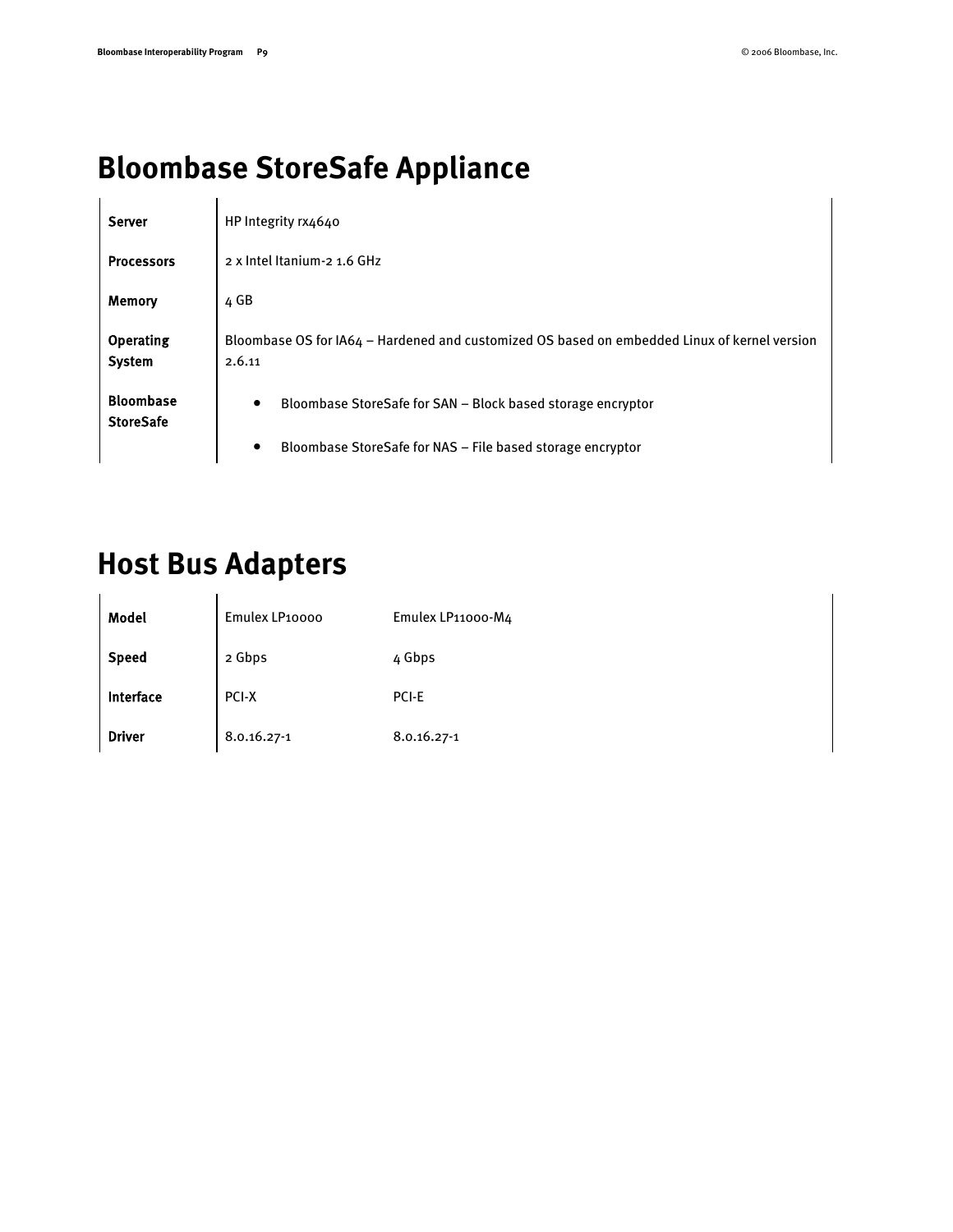# Bloombase StoreSafe Appliance

| | |
|---|---|
| **Server** | HP Integrity rx4640 |
| **Processors** | 2 x Intel Itanium-2 1.6 GHz |
| **Memory** | 4 GB |
| **Operating System** | Bloombase OS for IA64 – Hardened and customized OS based on embedded Linux of kernel version 2.6.11 |
| **Bloombase StoreSafe** | • Bloombase StoreSafe for SAN – Block based storage encryptor<br>• Bloombase StoreSafe for NAS – File based storage encryptor |

# Host Bus Adapters

| | | |
|---|---|---|
| **Model** | Emulex LP10000 | Emulex LP11000-M4 |
| **Speed** | 2 Gbps | 4 Gbps |
| **Interface** | PCI-X | PCI-E |
| **Driver** | 8.0.16.27-1 | 8.0.16.27-1 |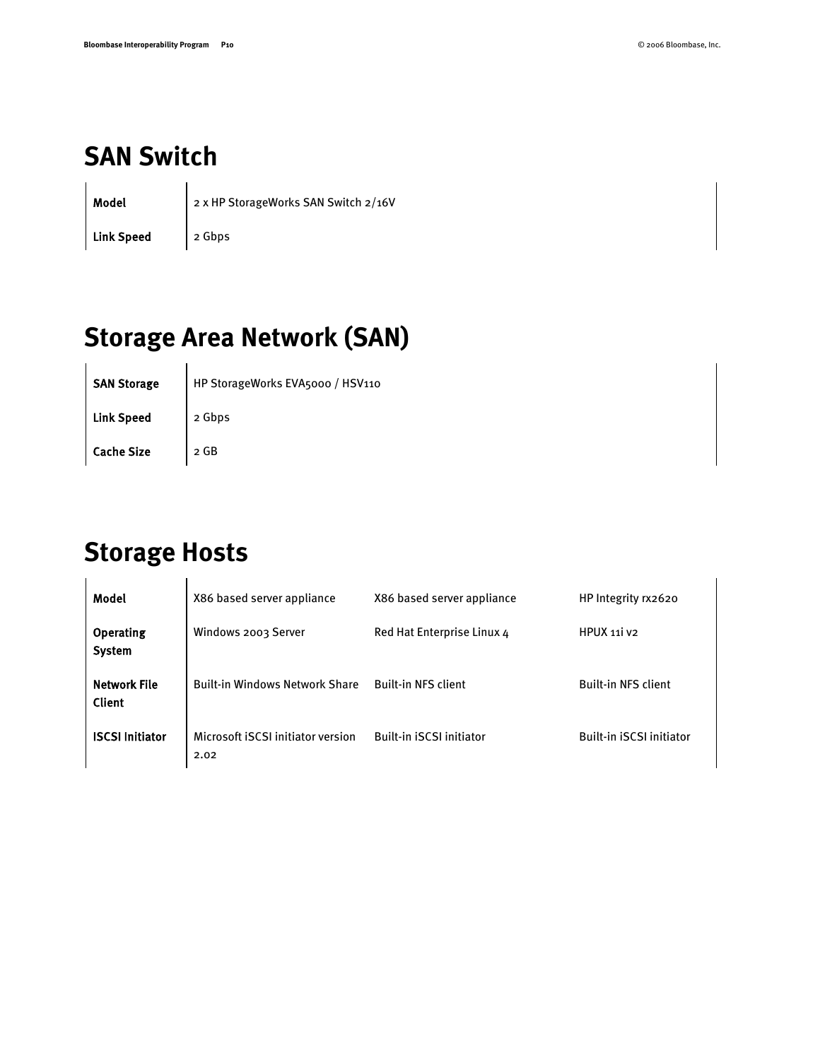# SAN Switch

| | |
|---|---|
| **Model** | 2 x HP StorageWorks SAN Switch 2/16V |
| **Link Speed** | 2 Gbps |

# Storage Area Network (SAN)

| | |
|---|---|
| **SAN Storage** | HP StorageWorks EVA5000 / HSV110 |
| **Link Speed** | 2 Gbps |
| **Cache Size** | 2 GB |

# Storage Hosts

| | | | |
|---|---|---|---|
| **Model** | X86 based server appliance | X86 based server appliance | HP Integrity rx2620 |
| **Operating System** | Windows 2003 Server | Red Hat Enterprise Linux 4 | HPUX 11i v2 |
| **Network File Client** | Built-in Windows Network Share | Built-in NFS client | Built-in NFS client |
| **ISCSI Initiator** | Microsoft iSCSI initiator version 2.02 | Built-in iSCSI initiator | Built-in iSCSI initiator |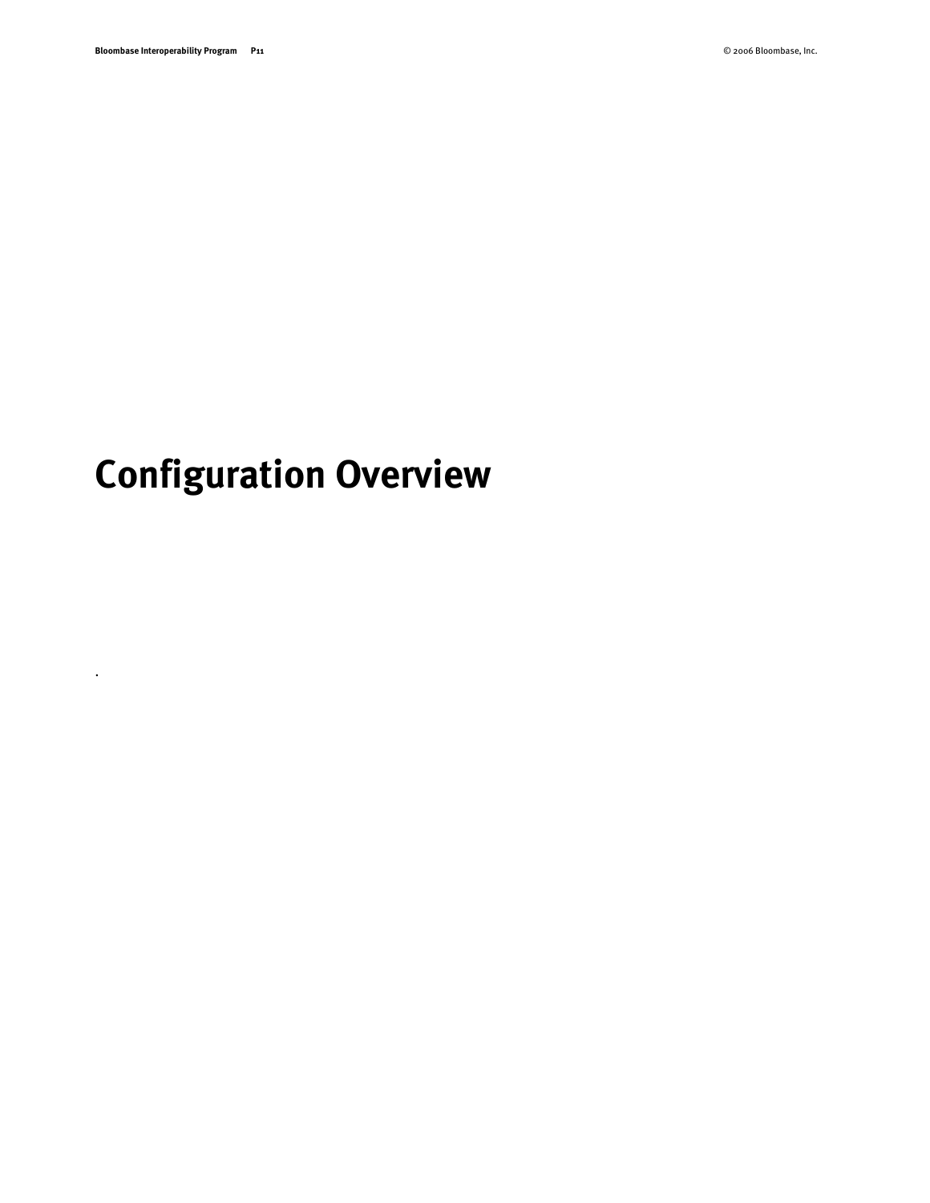# Configuration Overview

.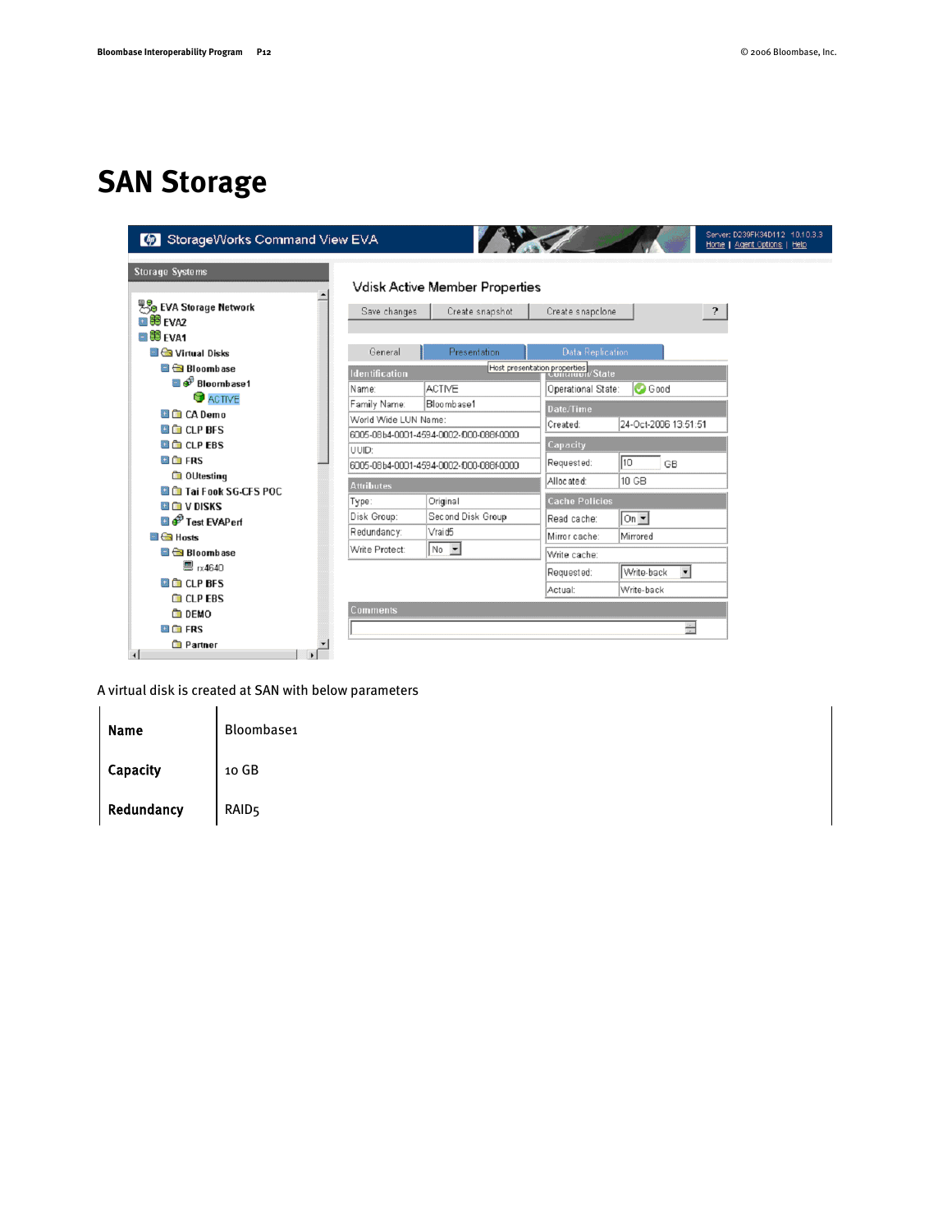# SAN Storage

A virtual disk is created at SAN with below parameters

| | |
|---|---|
| **Name** | Bloombase1 |
| **Capacity** | 10 GB |
| **Redundancy** | RAID5 |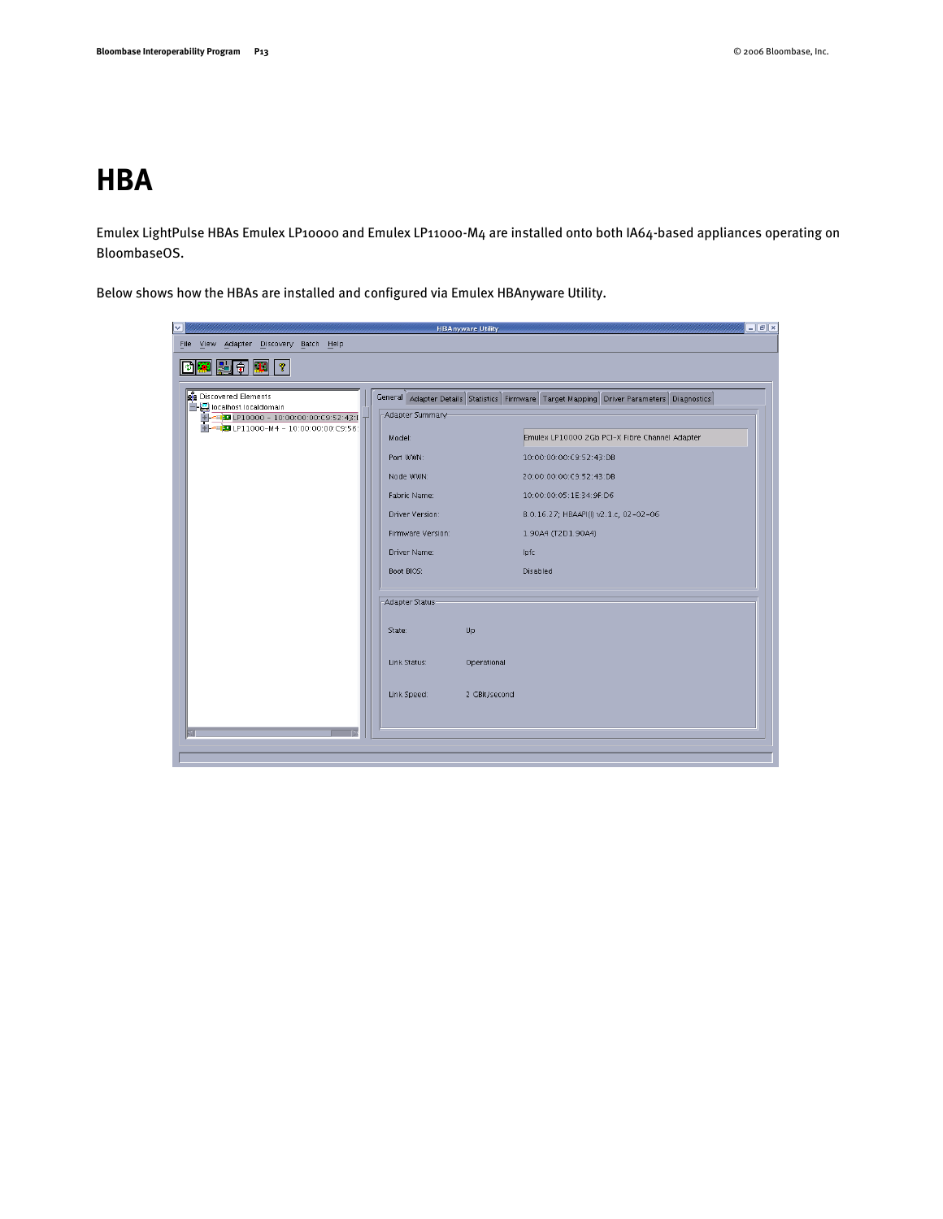# HBA

Emulex LightPulse HBAs Emulex LP10000 and Emulex LP11000-M4 are installed onto both IA64-based appliances operating on BloombaseOS.

Below shows how the HBAs are installed and configured via Emulex HBAnyware Utility.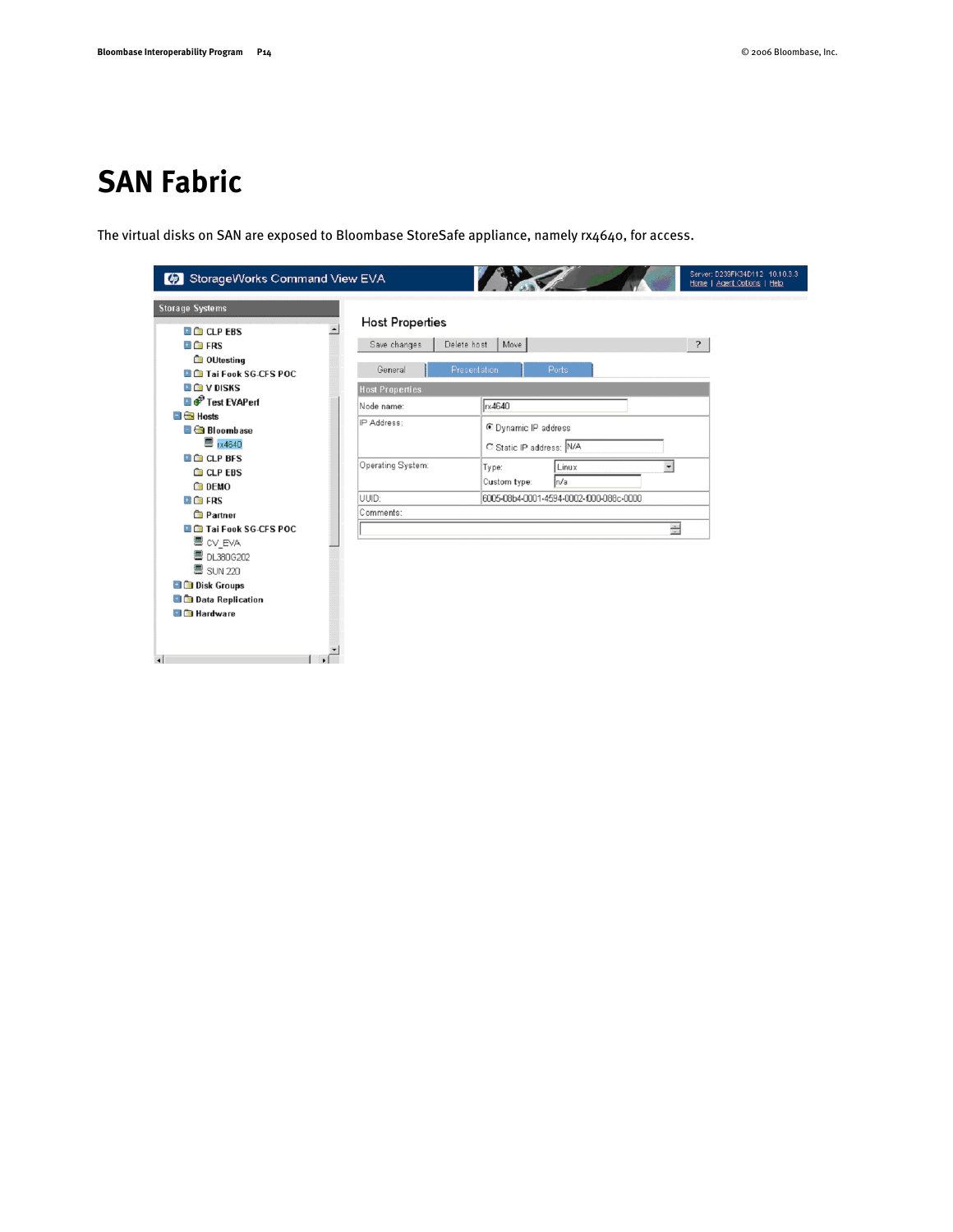# SAN Fabric

The virtual disks on SAN are exposed to Bloombase StoreSafe appliance, namely rx4640, for access.

StorageWorks Command View EVA

Server: D239FK34D112 10.10.3.3
Home | Agent Options | Help

Storage Systems

- CLP EBS
- FRS
- OUtesting
- Tai Fook SG-CFS POC
- V DISKS
- Test EVAPerf
- Hosts
  - Bloombase
    - rx4640
  - CLP BFS
  - CLP EBS
  - DEMO
  - FRS
  - Partner
  - Tai Fook SG-CFS POC
  - CV_EVA
  - DL380G202
  - SUN 220
- Disk Groups
- Data Replication
- Hardware

## Host Properties

Save changes | Delete host | Move | ?

General | Presentation | Ports

| Host Properties | |
|---|---|
| Node name: | rx4640 |
| IP Address: | Dynamic IP address<br>Static IP address: N/A |
| Operating System: | Type: Linux<br>Custom type: n/a |
| UUID: | 6005-08b4-0001-4594-0002-1000-088c-0000 |
| Comments: | |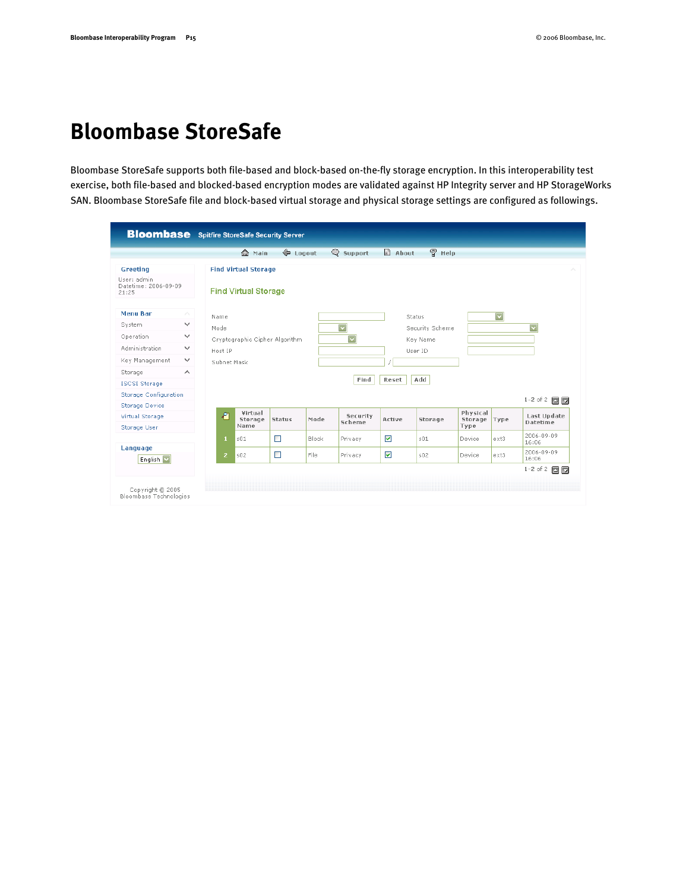# Bloombase StoreSafe

Bloombase StoreSafe supports both file-based and block-based on-the-fly storage encryption. In this interoperability test exercise, both file-based and blocked-based encryption modes are validated against HP Integrity server and HP StorageWorks SAN. Bloombase StoreSafe file and block-based virtual storage and physical storage settings are configured as followings.

Find Virtual Storage

| | Virtual Storage Name | Status | Mode | Security Scheme | Active | Storage | Physical Storage Type | Type | Last Update Datetime |
|---|---|---|---|---|---|---|---|---|---|
| 1 | s01 | ☐ | Block | Privacy | ☑ | s01 | Device | ext3 | 2006-09-09 16:06 |
| 2 | s02 | ☐ | File | Privacy | ☑ | s02 | Device | ext3 | 2006-09-09 16:06 |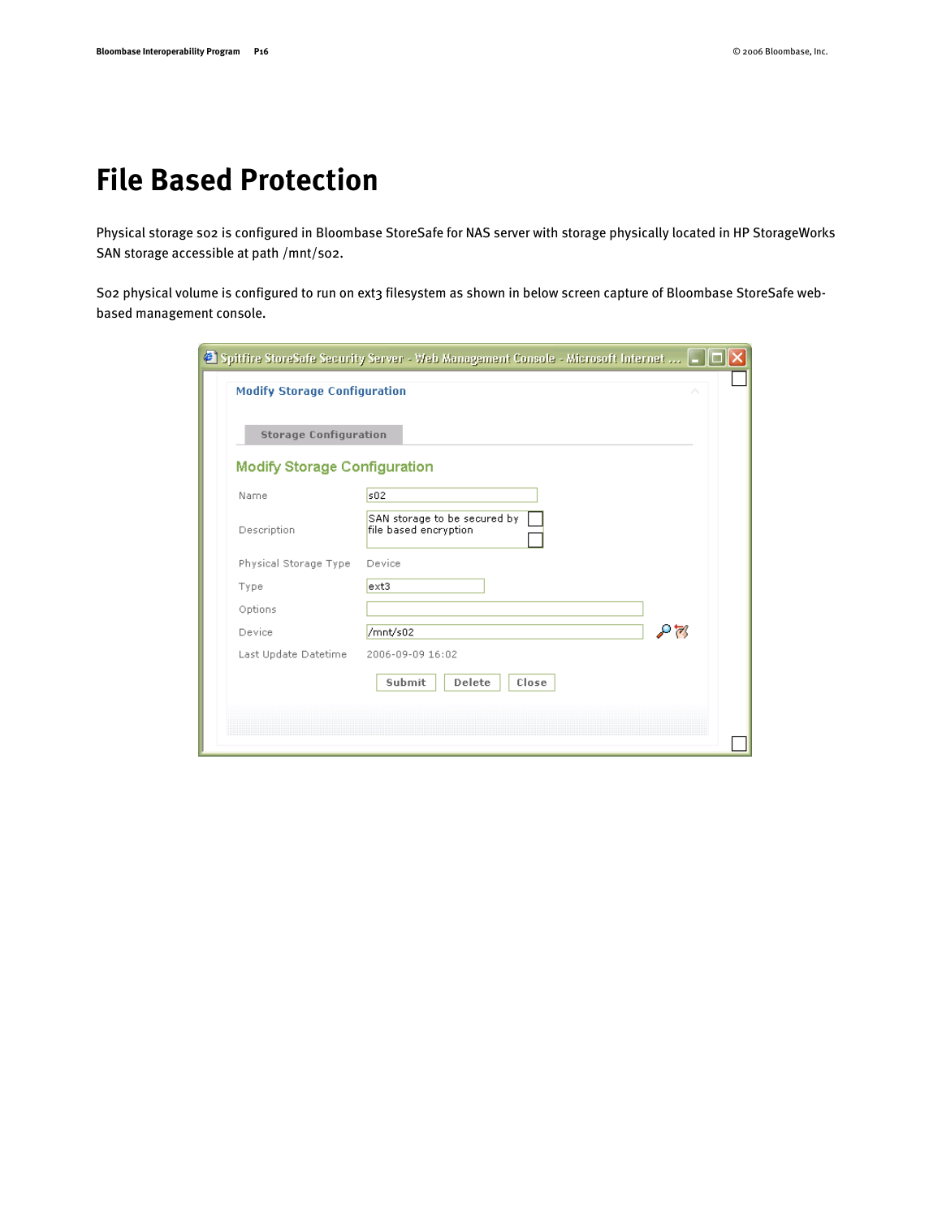# File Based Protection

Physical storage s02 is configured in Bloombase StoreSafe for NAS server with storage physically located in HP StorageWorks SAN storage accessible at path /mnt/s02.

S02 physical volume is configured to run on ext3 filesystem as shown in below screen capture of Bloombase StoreSafe web-based management console.

Spitfire StoreSafe Security Server - Web Management Console - Microsoft Internet ...

Modify Storage Configuration

Storage Configuration

Modify Storage Configuration

| | |
|---|---|
| Name | s02 |
| Description | SAN storage to be secured by file based encryption |
| Physical Storage Type | Device |
| Type | ext3 |
| Options | |
| Device | /mnt/s02 |
| Last Update Datetime | 2006-09-09 16:02 |

Submit Delete Close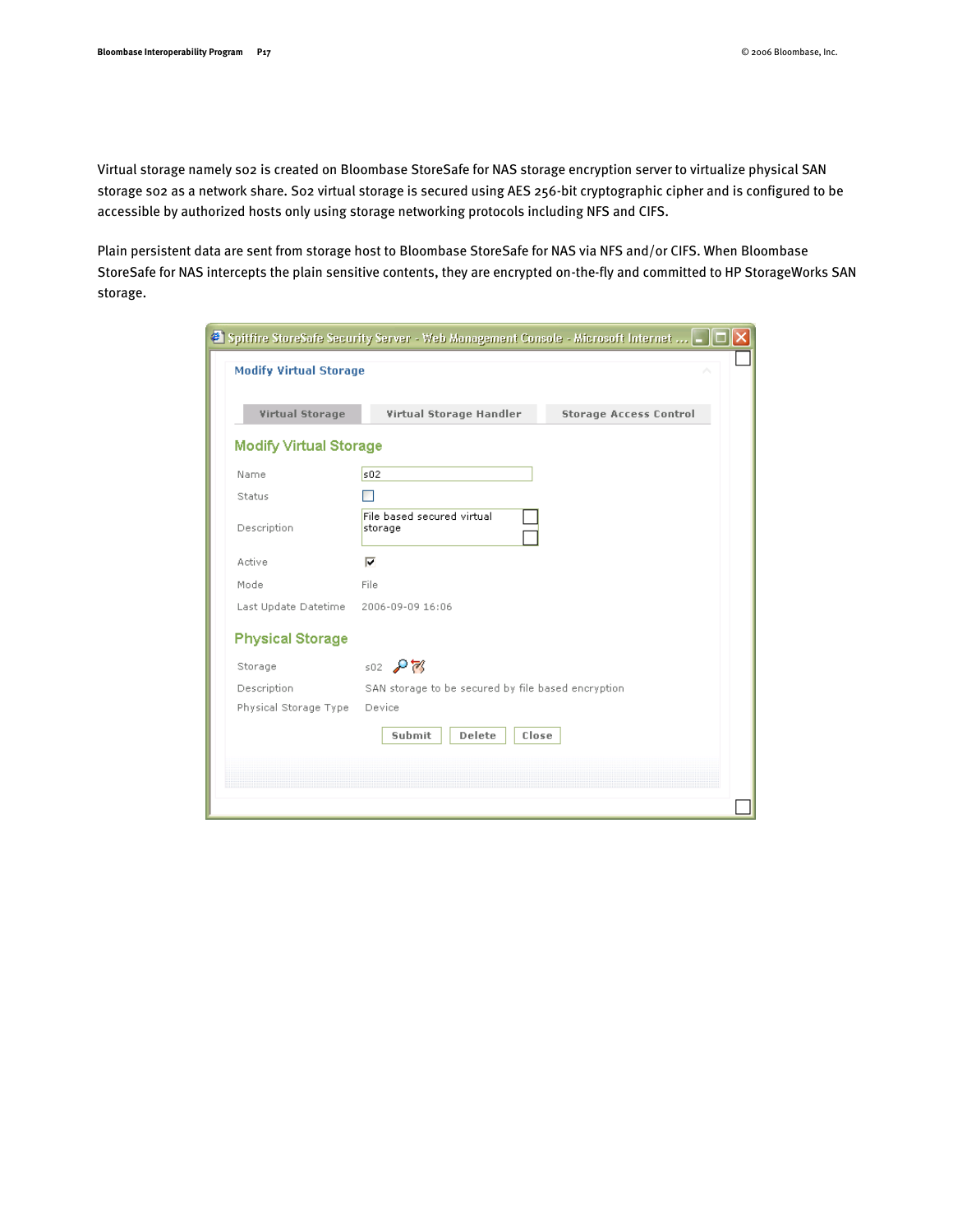Virtual storage namely s02 is created on Bloombase StoreSafe for NAS storage encryption server to virtualize physical SAN storage s02 as a network share. S02 virtual storage is secured using AES 256-bit cryptographic cipher and is configured to be accessible by authorized hosts only using storage networking protocols including NFS and CIFS.

Plain persistent data are sent from storage host to Bloombase StoreSafe for NAS via NFS and/or CIFS. When Bloombase StoreSafe for NAS intercepts the plain sensitive contents, they are encrypted on-the-fly and committed to HP StorageWorks SAN storage.

Spitfire StoreSafe Security Server - Web Management Console - Microsoft Internet ...

Modify Virtual Storage

Virtual Storage | Virtual Storage Handler | Storage Access Control

**Modify Virtual Storage**

| | |
|---|---|
| Name | s02 |
| Status | |
| Description | File based secured virtual storage |
| Active | ☑ |
| Mode | File |
| Last Update Datetime | 2006-09-09 16:06 |

**Physical Storage**

| | |
|---|---|
| Storage | s02 |
| Description | SAN storage to be secured by file based encryption |
| Physical Storage Type | Device |

Submit | Delete | Close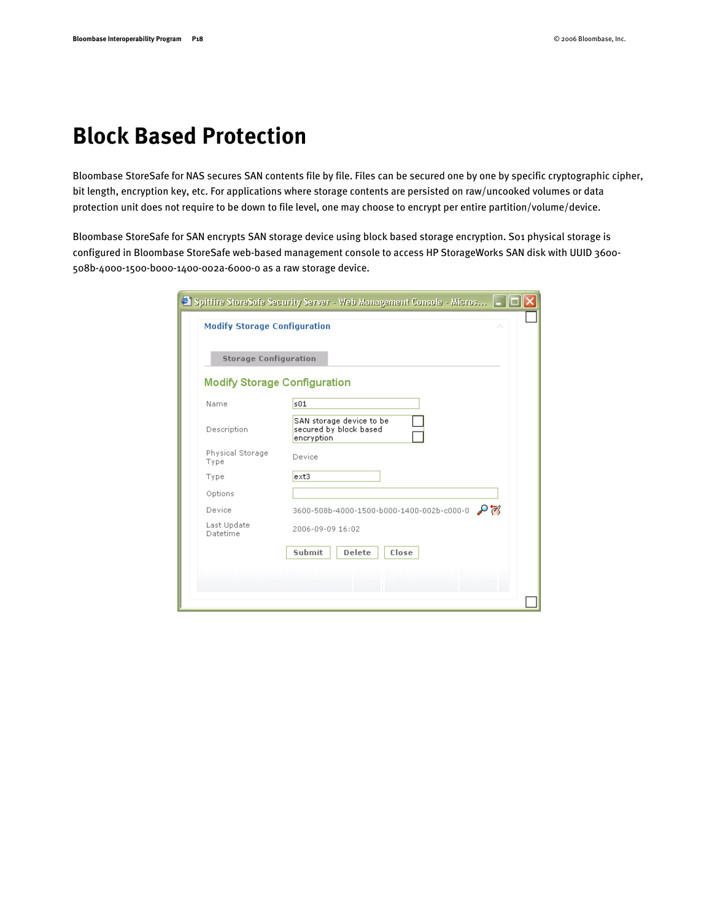# Block Based Protection

Bloombase StoreSafe for NAS secures SAN contents file by file. Files can be secured one by one by specific cryptographic cipher, bit length, encryption key, etc. For applications where storage contents are persisted on raw/uncooked volumes or data protection unit does not require to be down to file level, one may choose to encrypt per entire partition/volume/device.

Bloombase StoreSafe for SAN encrypts SAN storage device using block based storage encryption. S01 physical storage is configured in Bloombase StoreSafe web-based management console to access HP StorageWorks SAN disk with UUID 3600-508b-4000-1500-b000-1400-002a-6000-0 as a raw storage device.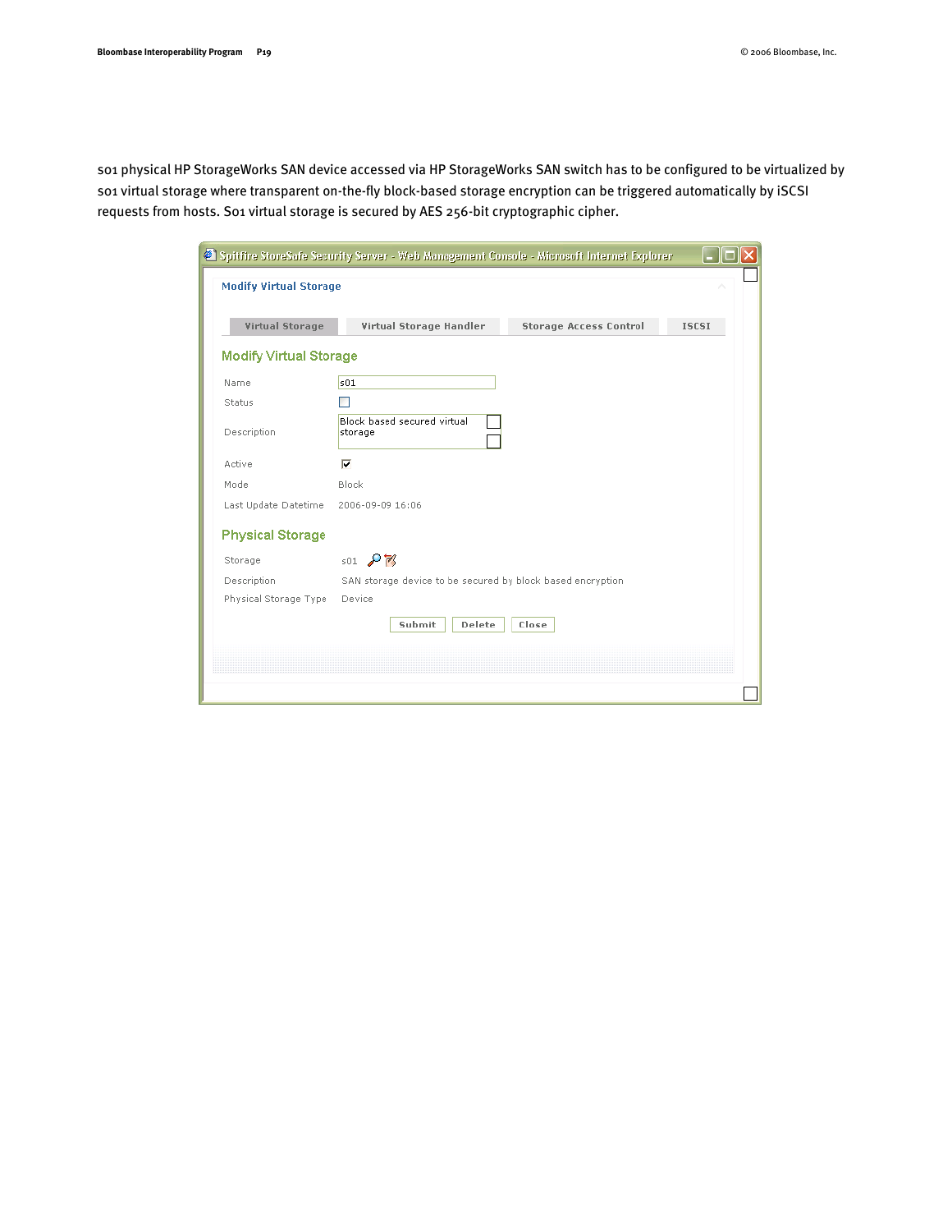s01 physical HP StorageWorks SAN device accessed via HP StorageWorks SAN switch has to be configured to be virtualized by s01 virtual storage where transparent on-the-fly block-based storage encryption can be triggered automatically by iSCSI requests from hosts. S01 virtual storage is secured by AES 256-bit cryptographic cipher.

Spitfire StoreSafe Security Server - Web Management Console - Microsoft Internet Explorer

**Modify Virtual Storage**

Virtual Storage | Virtual Storage Handler | Storage Access Control | ISCSI

## Modify Virtual Storage

| | |
|---|---|
| Name | s01 |
| Status | ☐ |
| Description | Block based secured virtual storage |
| Active | ☑ |
| Mode | Block |
| Last Update Datetime | 2006-09-09 16:06 |

## Physical Storage

| | |
|---|---|
| Storage | s01 |
| Description | SAN storage device to be secured by block based encryption |
| Physical Storage Type | Device |

Submit | Delete | Close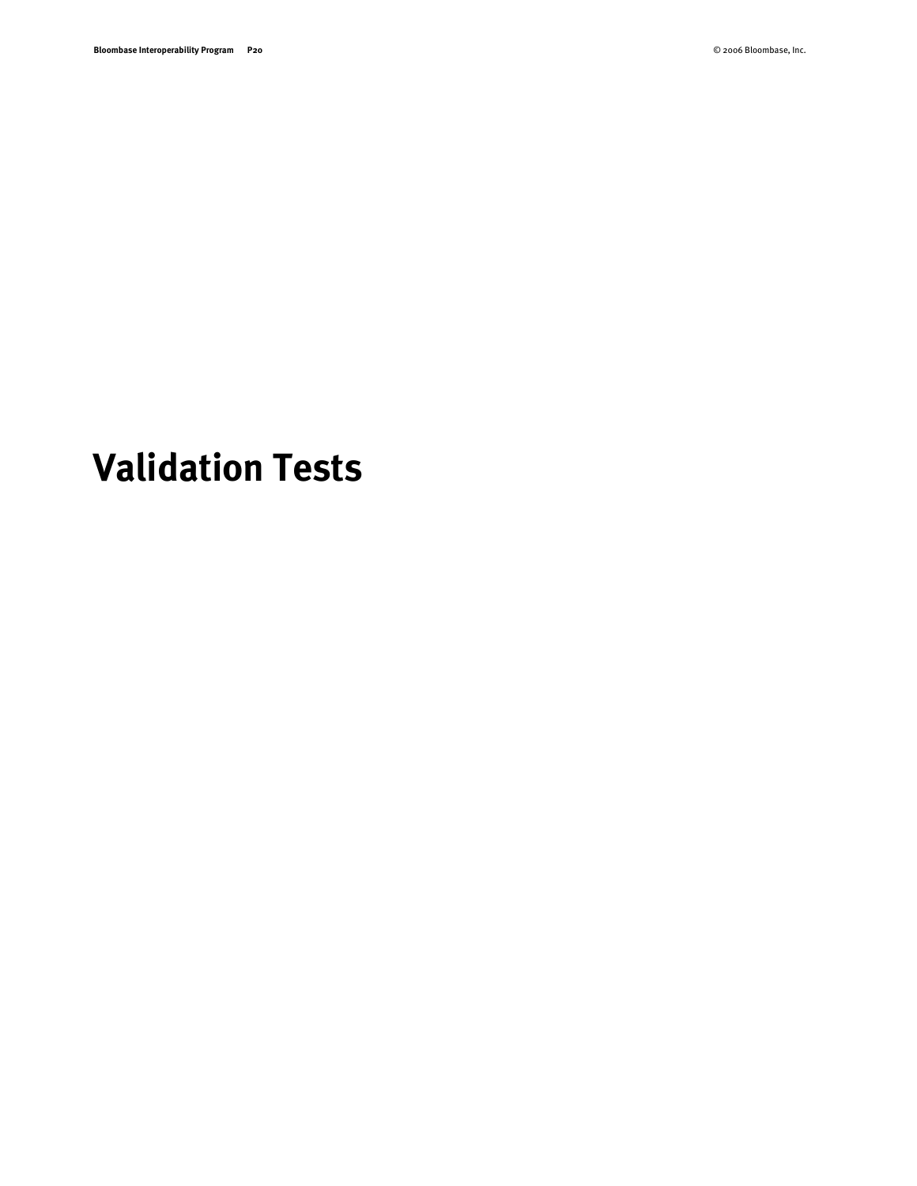# Validation Tests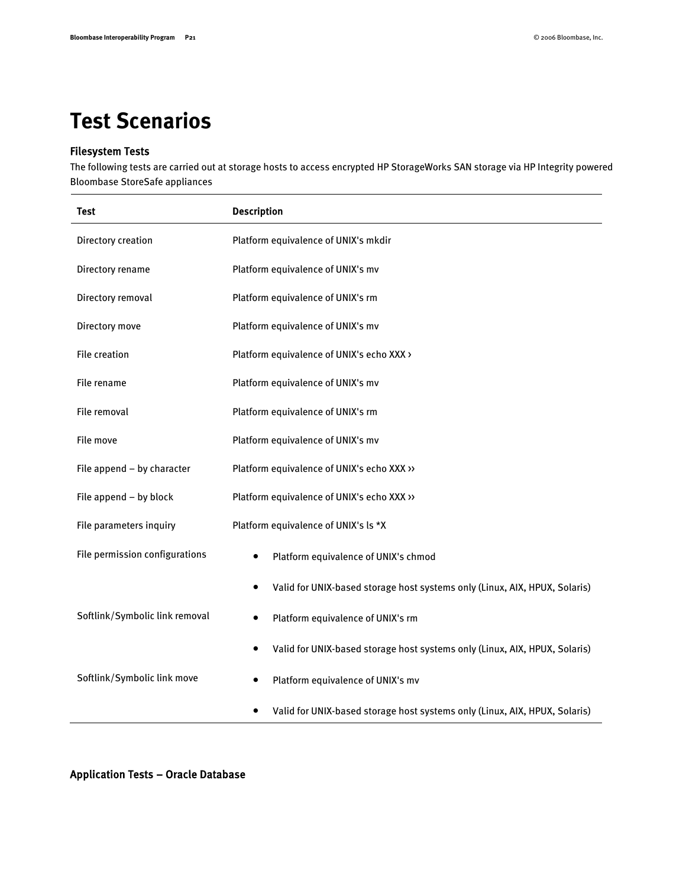# Test Scenarios

## Filesystem Tests

The following tests are carried out at storage hosts to access encrypted HP StorageWorks SAN storage via HP Integrity powered Bloombase StoreSafe appliances

| Test | Description |
|---|---|
| Directory creation | Platform equivalence of UNIX's mkdir |
| Directory rename | Platform equivalence of UNIX's mv |
| Directory removal | Platform equivalence of UNIX's rm |
| Directory move | Platform equivalence of UNIX's mv |
| File creation | Platform equivalence of UNIX's echo XXX › |
| File rename | Platform equivalence of UNIX's mv |
| File removal | Platform equivalence of UNIX's rm |
| File move | Platform equivalence of UNIX's mv |
| File append – by character | Platform equivalence of UNIX's echo XXX ›› |
| File append – by block | Platform equivalence of UNIX's echo XXX ›› |
| File parameters inquiry | Platform equivalence of UNIX's ls *X |
| File permission configurations | • Platform equivalence of UNIX's chmod<br>• Valid for UNIX-based storage host systems only (Linux, AIX, HPUX, Solaris) |
| Softlink/Symbolic link removal | • Platform equivalence of UNIX's rm<br>• Valid for UNIX-based storage host systems only (Linux, AIX, HPUX, Solaris) |
| Softlink/Symbolic link move | • Platform equivalence of UNIX's mv<br>• Valid for UNIX-based storage host systems only (Linux, AIX, HPUX, Solaris) |

## Application Tests – Oracle Database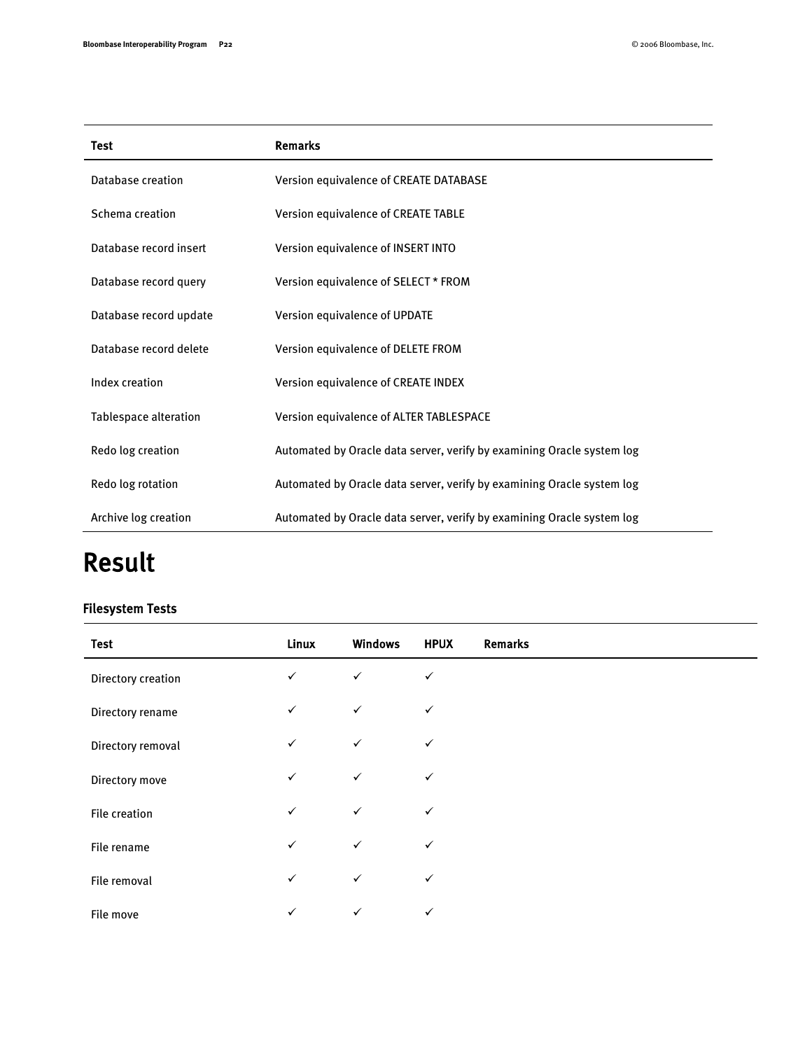| Test | Remarks |
|---|---|
| Database creation | Version equivalence of CREATE DATABASE |
| Schema creation | Version equivalence of CREATE TABLE |
| Database record insert | Version equivalence of INSERT INTO |
| Database record query | Version equivalence of SELECT * FROM |
| Database record update | Version equivalence of UPDATE |
| Database record delete | Version equivalence of DELETE FROM |
| Index creation | Version equivalence of CREATE INDEX |
| Tablespace alteration | Version equivalence of ALTER TABLESPACE |
| Redo log creation | Automated by Oracle data server, verify by examining Oracle system log |
| Redo log rotation | Automated by Oracle data server, verify by examining Oracle system log |
| Archive log creation | Automated by Oracle data server, verify by examining Oracle system log |

# Result

### Filesystem Tests

| Test | Linux | Windows | HPUX | Remarks |
|---|---|---|---|---|
| Directory creation | ✓ | ✓ | ✓ | |
| Directory rename | ✓ | ✓ | ✓ | |
| Directory removal | ✓ | ✓ | ✓ | |
| Directory move | ✓ | ✓ | ✓ | |
| File creation | ✓ | ✓ | ✓ | |
| File rename | ✓ | ✓ | ✓ | |
| File removal | ✓ | ✓ | ✓ | |
| File move | ✓ | ✓ | ✓ | |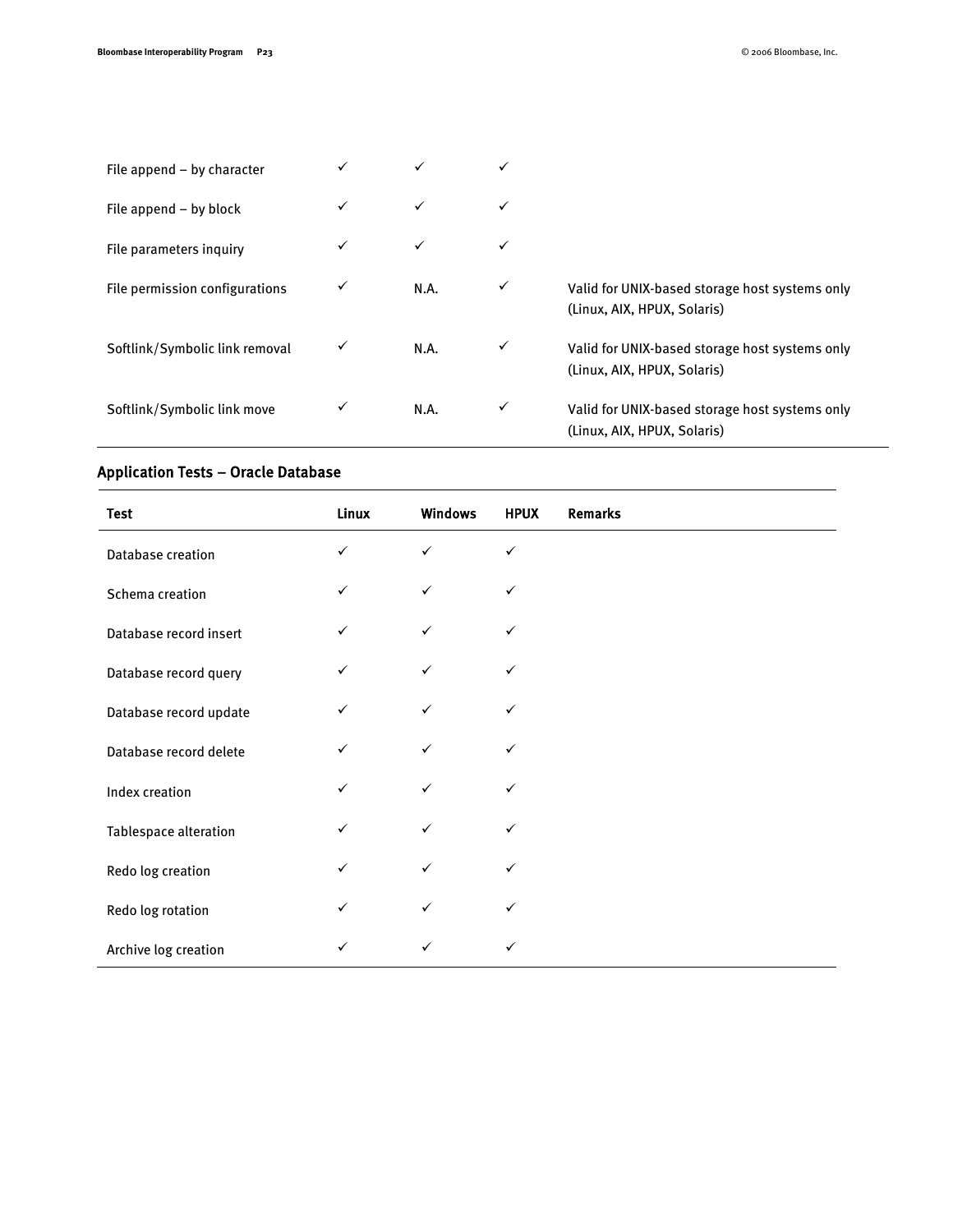| | | | | |
|---|---|---|---|---|
| File append – by character | ✓ | ✓ | ✓ | |
| File append – by block | ✓ | ✓ | ✓ | |
| File parameters inquiry | ✓ | ✓ | ✓ | |
| File permission configurations | ✓ | N.A. | ✓ | Valid for UNIX-based storage host systems only (Linux, AIX, HPUX, Solaris) |
| Softlink/Symbolic link removal | ✓ | N.A. | ✓ | Valid for UNIX-based storage host systems only (Linux, AIX, HPUX, Solaris) |
| Softlink/Symbolic link move | ✓ | N.A. | ✓ | Valid for UNIX-based storage host systems only (Linux, AIX, HPUX, Solaris) |

## Application Tests – Oracle Database

| Test | Linux | Windows | HPUX | Remarks |
|---|---|---|---|---|
| Database creation | ✓ | ✓ | ✓ | |
| Schema creation | ✓ | ✓ | ✓ | |
| Database record insert | ✓ | ✓ | ✓ | |
| Database record query | ✓ | ✓ | ✓ | |
| Database record update | ✓ | ✓ | ✓ | |
| Database record delete | ✓ | ✓ | ✓ | |
| Index creation | ✓ | ✓ | ✓ | |
| Tablespace alteration | ✓ | ✓ | ✓ | |
| Redo log creation | ✓ | ✓ | ✓ | |
| Redo log rotation | ✓ | ✓ | ✓ | |
| Archive log creation | ✓ | ✓ | ✓ | |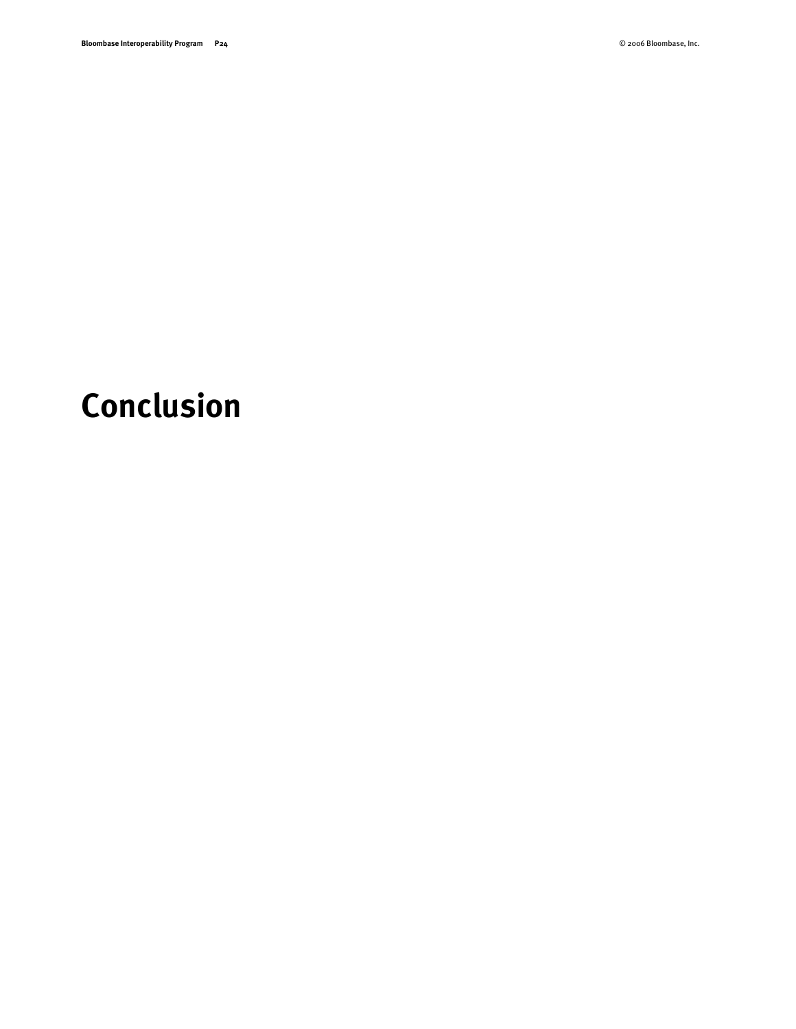# Conclusion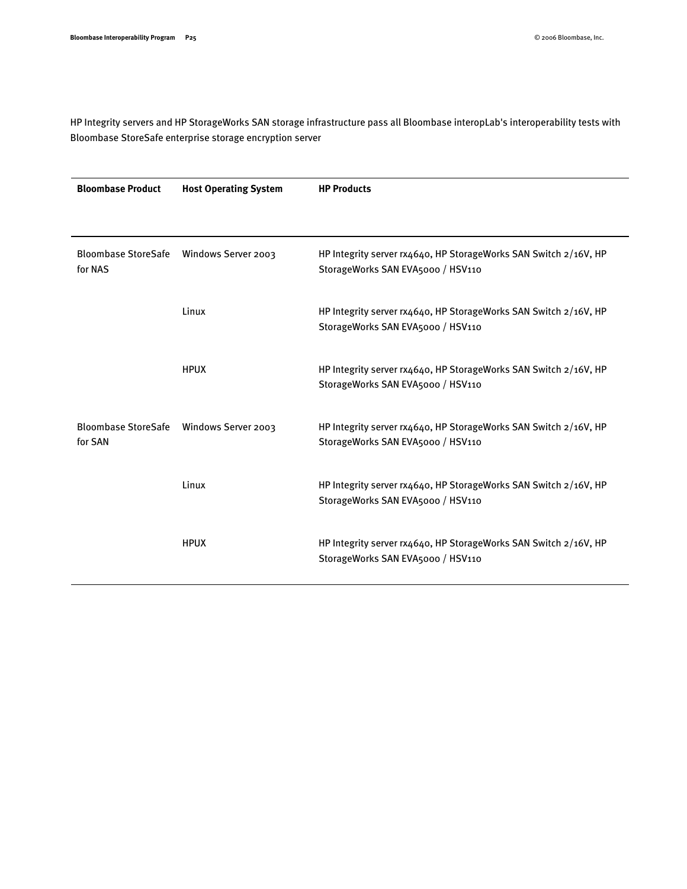HP Integrity servers and HP StorageWorks SAN storage infrastructure pass all Bloombase interopLab's interoperability tests with Bloombase StoreSafe enterprise storage encryption server

| Bloombase Product | Host Operating System | HP Products |
| --- | --- | --- |
| Bloombase StoreSafe for NAS | Windows Server 2003 | HP Integrity server rx4640, HP StorageWorks SAN Switch 2/16V, HP StorageWorks SAN EVA5000 / HSV110 |
| | Linux | HP Integrity server rx4640, HP StorageWorks SAN Switch 2/16V, HP StorageWorks SAN EVA5000 / HSV110 |
| | HPUX | HP Integrity server rx4640, HP StorageWorks SAN Switch 2/16V, HP StorageWorks SAN EVA5000 / HSV110 |
| Bloombase StoreSafe for SAN | Windows Server 2003 | HP Integrity server rx4640, HP StorageWorks SAN Switch 2/16V, HP StorageWorks SAN EVA5000 / HSV110 |
| | Linux | HP Integrity server rx4640, HP StorageWorks SAN Switch 2/16V, HP StorageWorks SAN EVA5000 / HSV110 |
| | HPUX | HP Integrity server rx4640, HP StorageWorks SAN Switch 2/16V, HP StorageWorks SAN EVA5000 / HSV110 |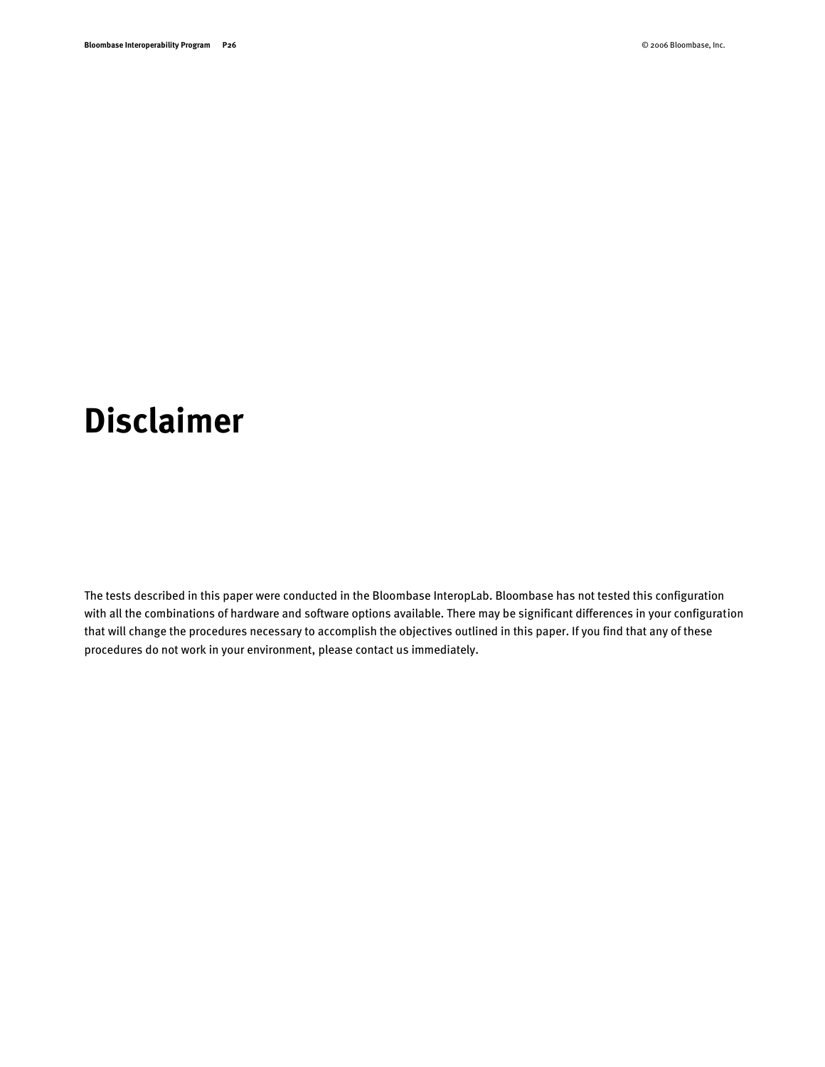# Disclaimer

The tests described in this paper were conducted in the Bloombase InteropLab. Bloombase has not tested this configuration with all the combinations of hardware and software options available. There may be significant differences in your configuration that will change the procedures necessary to accomplish the objectives outlined in this paper. If you find that any of these procedures do not work in your environment, please contact us immediately.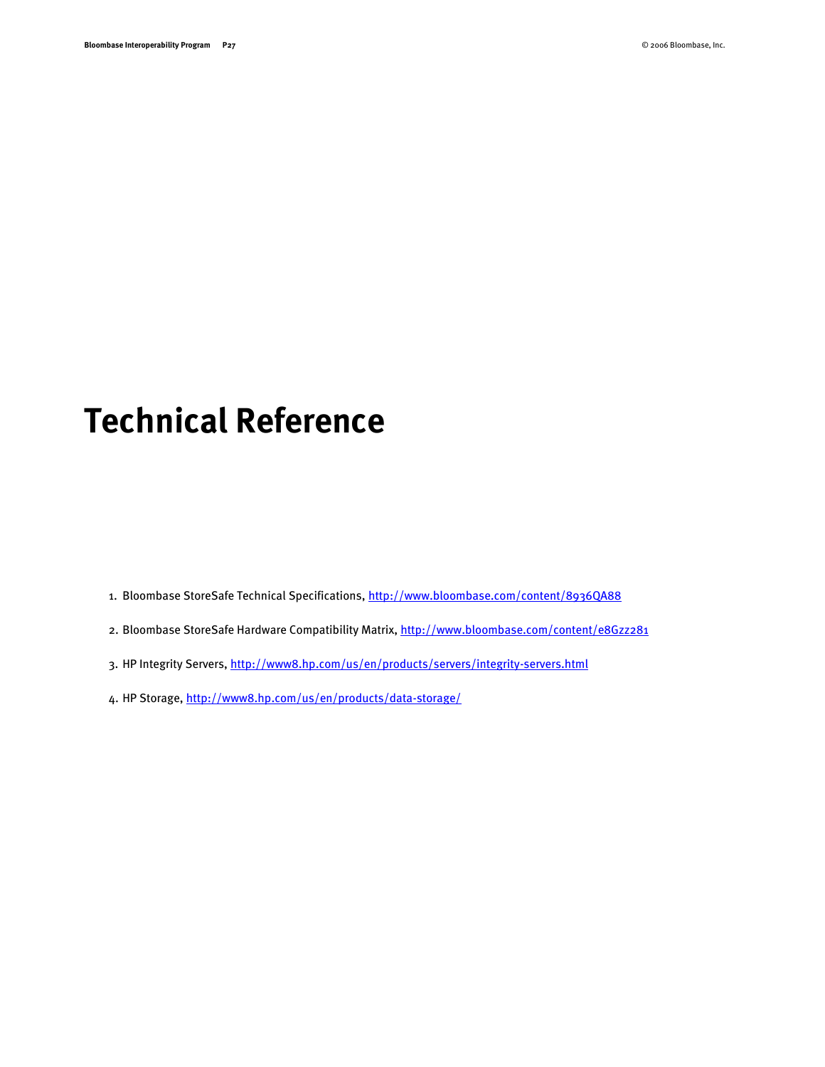# Technical Reference

1. Bloombase StoreSafe Technical Specifications, http://www.bloombase.com/content/8936QA88
2. Bloombase StoreSafe Hardware Compatibility Matrix, http://www.bloombase.com/content/e8Gzz281
3. HP Integrity Servers, http://www8.hp.com/us/en/products/servers/integrity-servers.html
4. HP Storage, http://www8.hp.com/us/en/products/data-storage/